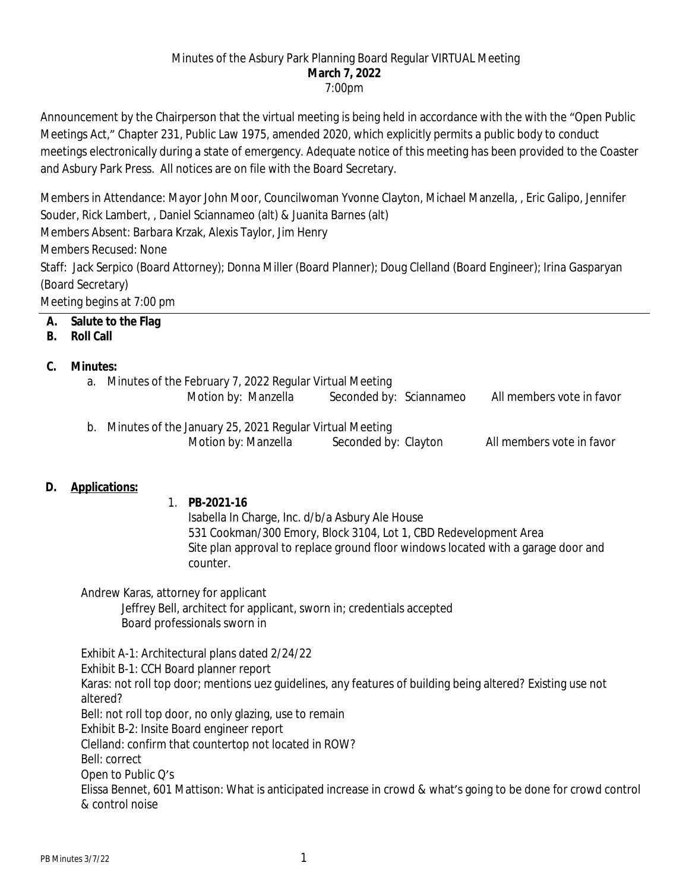Minutes of the Asbury Park Planning Board Regular VIRTUAL Meeting
**March 7, 2022**
7:00pm

Announcement by the Chairperson that the virtual meeting is being held in accordance with the with the "Open Public Meetings Act," Chapter 231, Public Law 1975, amended 2020, which explicitly permits a public body to conduct meetings electronically during a state of emergency. Adequate notice of this meeting has been provided to the Coaster and Asbury Park Press. All notices are on file with the Board Secretary.

Members in Attendance: Mayor John Moor, Councilwoman Yvonne Clayton, Michael Manzella, , Eric Galipo, Jennifer Souder, Rick Lambert, , Daniel Sciannameo (alt) & Juanita Barnes (alt)
Members Absent: Barbara Krzak, Alexis Taylor, Jim Henry
Members Recused: None
Staff: Jack Serpico (Board Attorney); Donna Miller (Board Planner); Doug Clelland (Board Engineer); Irina Gasparyan (Board Secretary)
Meeting begins at 7:00 pm

---

**A. Salute to the Flag**

**B. Roll Call**

**C. Minutes:**

a. Minutes of the February 7, 2022 Regular Virtual Meeting
   Motion by: Manzella    Seconded by: Sciannameo    All members vote in favor

b. Minutes of the January 25, 2021 Regular Virtual Meeting
   Motion by: Manzella    Seconded by: Clayton    All members vote in favor

**D. Applications:**

1. **PB-2021-16**
   Isabella In Charge, Inc. d/b/a Asbury Ale House
   531 Cookman/300 Emory, Block 3104, Lot 1, CBD Redevelopment Area
   Site plan approval to replace ground floor windows located with a garage door and counter.

Andrew Karas, attorney for applicant
  Jeffrey Bell, architect for applicant, sworn in; credentials accepted
  Board professionals sworn in

Exhibit A-1: Architectural plans dated 2/24/22
Exhibit B-1: CCH Board planner report
Karas: not roll top door; mentions uez guidelines, any features of building being altered? Existing use not altered?
Bell: not roll top door, no only glazing, use to remain
Exhibit B-2: Insite Board engineer report
Clelland: confirm that countertop not located in ROW?
Bell: correct
Open to Public Q's
Elissa Bennet, 601 Mattison: What is anticipated increase in crowd & what's going to be done for crowd control & control noise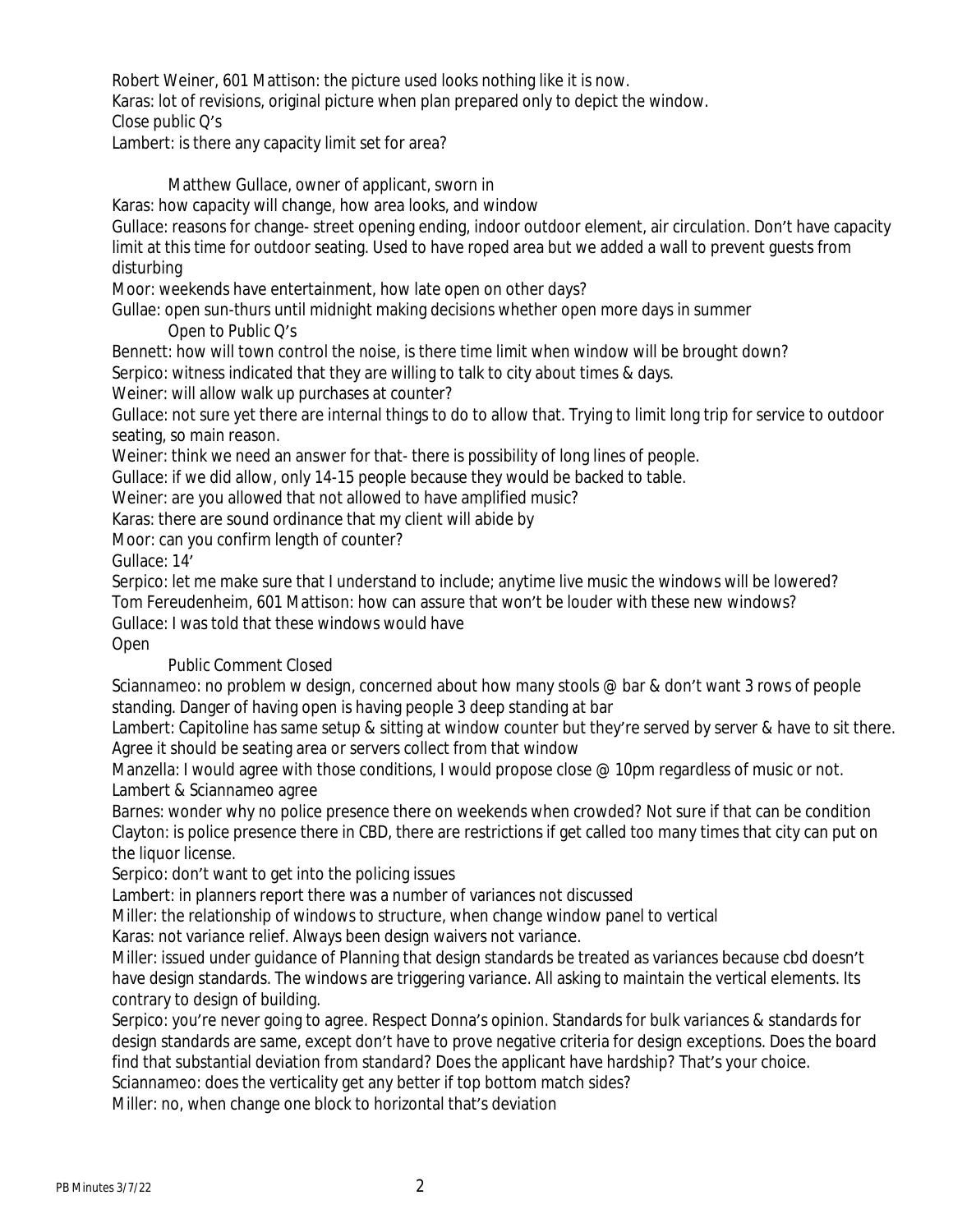Robert Weiner, 601 Mattison: the picture used looks nothing like it is now.
Karas: lot of revisions, original picture when plan prepared only to depict the window.
Close public Q's
Lambert: is there any capacity limit set for area?

Matthew Gullace, owner of applicant, sworn in

Karas: how capacity will change, how area looks, and window
Gullace: reasons for change- street opening ending, indoor outdoor element, air circulation. Don't have capacity limit at this time for outdoor seating. Used to have roped area but we added a wall to prevent guests from disturbing
Moor: weekends have entertainment, how late open on other days?
Gullae: open sun-thurs until midnight making decisions whether open more days in summer

Open to Public Q's

Bennett: how will town control the noise, is there time limit when window will be brought down?
Serpico: witness indicated that they are willing to talk to city about times & days.
Weiner: will allow walk up purchases at counter?
Gullace: not sure yet there are internal things to do to allow that. Trying to limit long trip for service to outdoor seating, so main reason.
Weiner: think we need an answer for that- there is possibility of long lines of people.
Gullace: if we did allow, only 14-15 people because they would be backed to table.
Weiner: are you allowed that not allowed to have amplified music?
Karas: there are sound ordinance that my client will abide by
Moor: can you confirm length of counter?
Gullace: 14'
Serpico: let me make sure that I understand to include; anytime live music the windows will be lowered?
Tom Fereudenheim, 601 Mattison: how can assure that won't be louder with these new windows?
Gullace: I was told that these windows would have
Open

Public Comment Closed

Sciannameo: no problem w design, concerned about how many stools @ bar & don't want 3 rows of people standing. Danger of having open is having people 3 deep standing at bar
Lambert: Capitoline has same setup & sitting at window counter but they're served by server & have to sit there. Agree it should be seating area or servers collect from that window
Manzella: I would agree with those conditions, I would propose close @ 10pm regardless of music or not.
Lambert & Sciannameo agree
Barnes: wonder why no police presence there on weekends when crowded? Not sure if that can be condition
Clayton: is police presence there in CBD, there are restrictions if get called too many times that city can put on the liquor license.
Serpico: don't want to get into the policing issues
Lambert: in planners report there was a number of variances not discussed
Miller: the relationship of windows to structure, when change window panel to vertical
Karas: not variance relief. Always been design waivers not variance.
Miller: issued under guidance of Planning that design standards be treated as variances because cbd doesn't have design standards. The windows are triggering variance. All asking to maintain the vertical elements. Its contrary to design of building.
Serpico: you're never going to agree. Respect Donna's opinion. Standards for bulk variances & standards for design standards are same, except don't have to prove negative criteria for design exceptions. Does the board find that substantial deviation from standard? Does the applicant have hardship? That's your choice.
Sciannameo: does the verticality get any better if top bottom match sides?
Miller: no, when change one block to horizontal that's deviation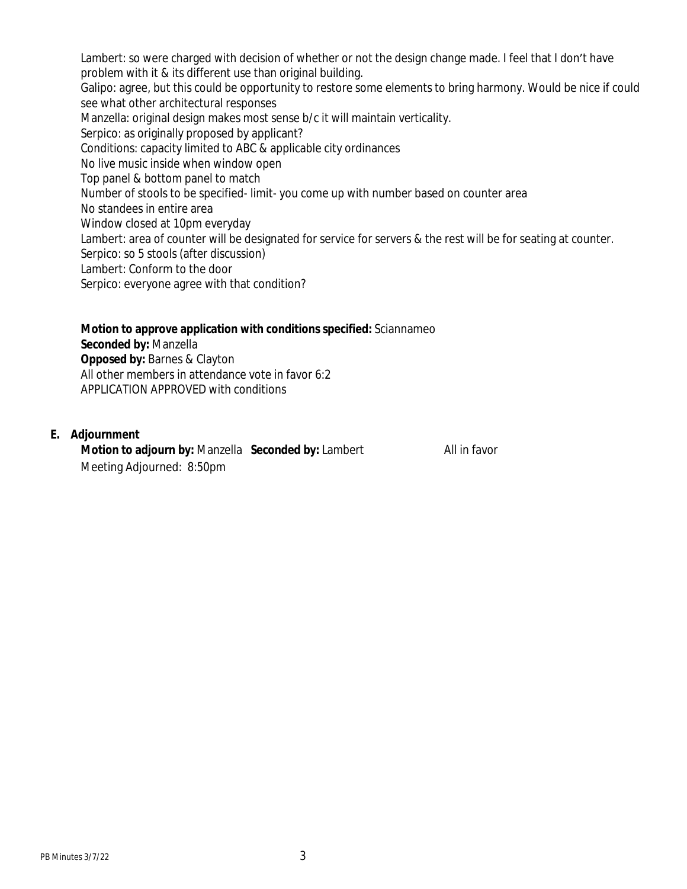Lambert: so were charged with decision of whether or not the design change made. I feel that I don't have problem with it & its different use than original building.

Galipo: agree, but this could be opportunity to restore some elements to bring harmony. Would be nice if could see what other architectural responses

Manzella: original design makes most sense b/c it will maintain verticality.

Serpico: as originally proposed by applicant?

Conditions: capacity limited to ABC & applicable city ordinances

No live music inside when window open

Top panel & bottom panel to match

Number of stools to be specified- limit- you come up with number based on counter area

No standees in entire area

Window closed at 10pm everyday

Lambert: area of counter will be designated for service for servers & the rest will be for seating at counter.

Serpico: so 5 stools (after discussion)

Lambert: Conform to the door

Serpico: everyone agree with that condition?

**Motion to approve application with conditions specified:** Sciannameo
**Seconded by:** Manzella
**Opposed by:** Barnes & Clayton
All other members in attendance vote in favor 6:2
APPLICATION APPROVED with conditions

**E. Adjournment**

**Motion to adjourn by:** Manzella **Seconded by:** Lambert All in favor
Meeting Adjourned: 8:50pm